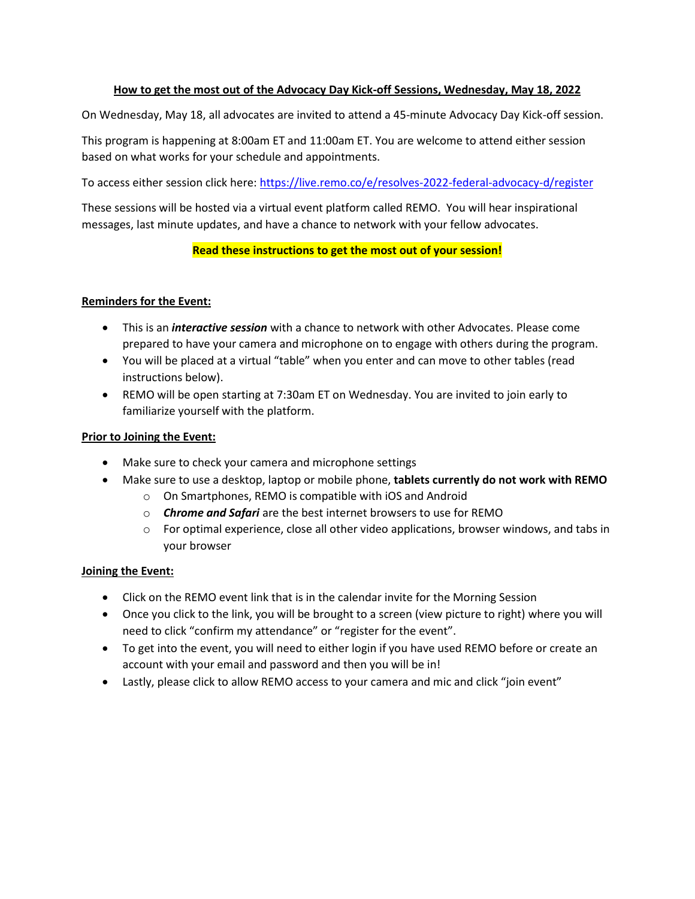# How to get the most out of the Advocacy Day Kick-off Sessions, Wednesday, May 18, 2022

On Wednesday, May 18, all advocates are invited to attend a 45-minute Advocacy Day Kick-off session.

This program is happening at 8:00am ET and 11:00am ET. You are welcome to attend either session based on what works for your schedule and appointments.

To access either session click here: [https://live.remo.co/e/resolves-2022-federal-advocacy-d/register](https://live.remo.co/e/resolves-2022-federal-advocacy-d/register)

These sessions will be hosted via a virtual event platform called REMO. You will hear inspirational messages, last minute updates, and have a chance to network with your fellow advocates.

**Read these instructions to get the most out of your session!**

## Reminders for the Event:

- This is an ***interactive session*** with a chance to network with other Advocates. Please come prepared to have your camera and microphone on to engage with others during the program.
- You will be placed at a virtual "table" when you enter and can move to other tables (read instructions below).
- REMO will be open starting at 7:30am ET on Wednesday. You are invited to join early to familiarize yourself with the platform.

## Prior to Joining the Event:

- Make sure to check your camera and microphone settings
- Make sure to use a desktop, laptop or mobile phone, **tablets currently do not work with REMO**
  - On Smartphones, REMO is compatible with iOS and Android
  - ***Chrome and Safari*** are the best internet browsers to use for REMO
  - For optimal experience, close all other video applications, browser windows, and tabs in your browser

## Joining the Event:

- Click on the REMO event link that is in the calendar invite for the Morning Session
- Once you click to the link, you will be brought to a screen (view picture to right) where you will need to click "confirm my attendance" or "register for the event".
- To get into the event, you will need to either login if you have used REMO before or create an account with your email and password and then you will be in!
- Lastly, please click to allow REMO access to your camera and mic and click "join event"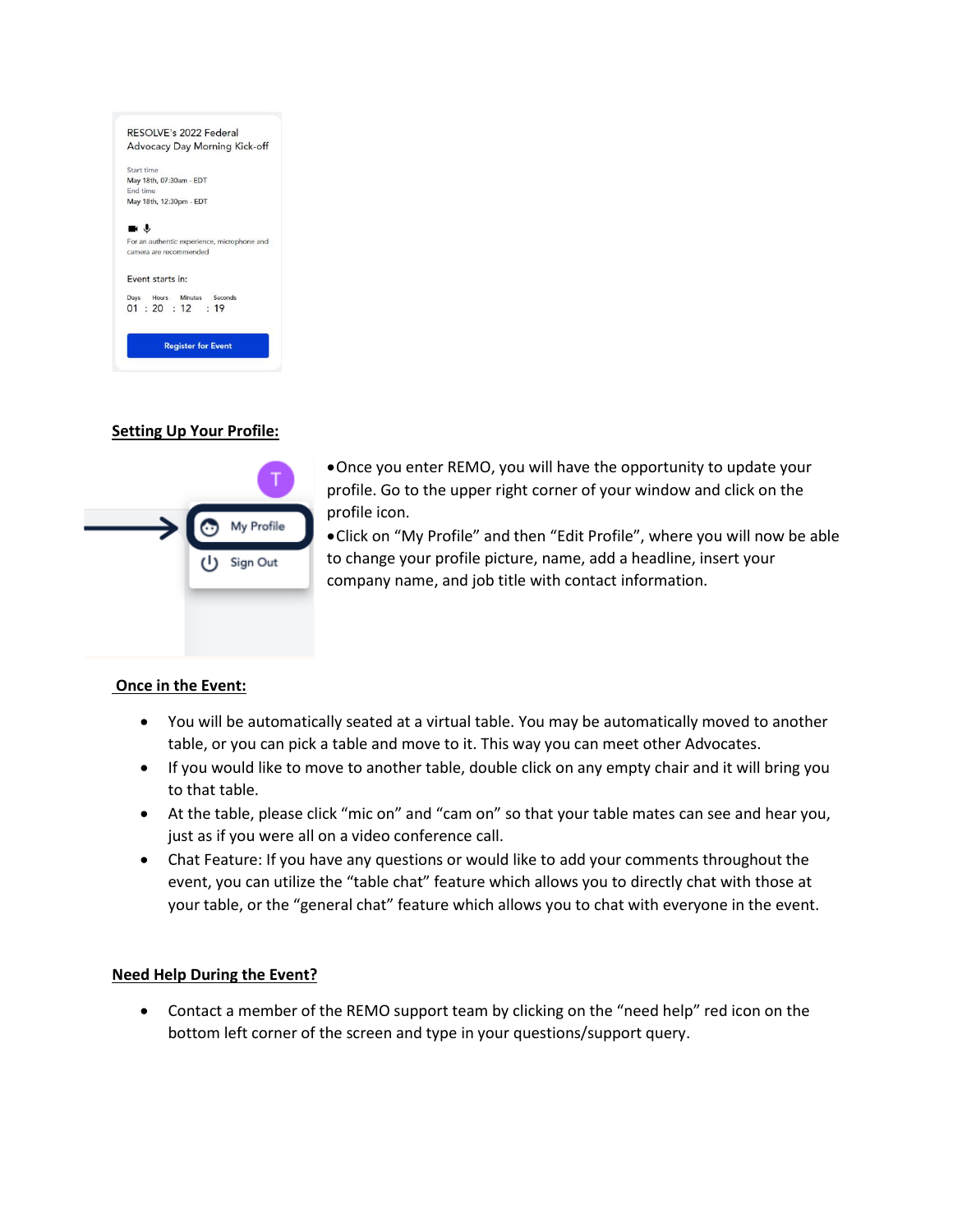RESOLVE's 2022 Federal Advocacy Day Morning Kick-off

Start time
May 18th, 07:30am - EDT
End time
May 18th, 12:30pm - EDT

For an authentic experience, microphone and camera are recommended

Event starts in:

Days Hours Minutes Seconds
01 : 20 : 12 : 19

Register for Event

**Setting Up Your Profile:**

T

My Profile

Sign Out

- Once you enter REMO, you will have the opportunity to update your profile. Go to the upper right corner of your window and click on the profile icon.
- Click on "My Profile" and then "Edit Profile", where you will now be able to change your profile picture, name, add a headline, insert your company name, and job title with contact information.

**Once in the Event:**

- You will be automatically seated at a virtual table. You may be automatically moved to another table, or you can pick a table and move to it. This way you can meet other Advocates.
- If you would like to move to another table, double click on any empty chair and it will bring you to that table.
- At the table, please click "mic on" and "cam on" so that your table mates can see and hear you, just as if you were all on a video conference call.
- Chat Feature: If you have any questions or would like to add your comments throughout the event, you can utilize the "table chat" feature which allows you to directly chat with those at your table, or the "general chat" feature which allows you to chat with everyone in the event.

**Need Help During the Event?**

- Contact a member of the REMO support team by clicking on the "need help" red icon on the bottom left corner of the screen and type in your questions/support query.